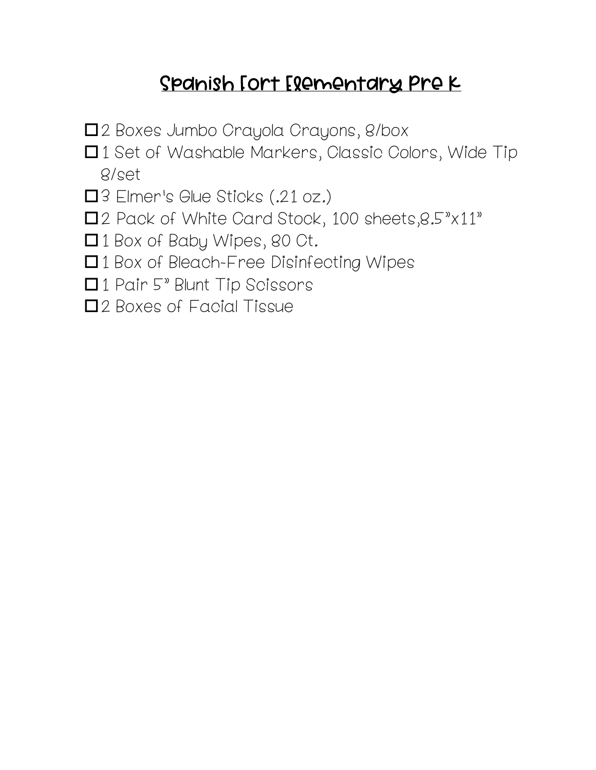# Spanish Fort Elementary Pre K

- ☐ 2 Boxes Jumbo Crayola Crayons, 8/box
- ☐ 1 Set of Washable Markers, Classic Colors, Wide Tip 8/set
- ☐ 3 Elmer's Glue Sticks (.21 oz.)
- ☐ 2 Pack of White Card Stock, 100 sheets,8.5"x11"
- ☐ 1 Box of Baby Wipes, 80 Ct.
- ☐ 1 Box of Bleach-Free Disinfecting Wipes
- ☐ 1 Pair 5" Blunt Tip Scissors
- ☐ 2 Boxes of Facial Tissue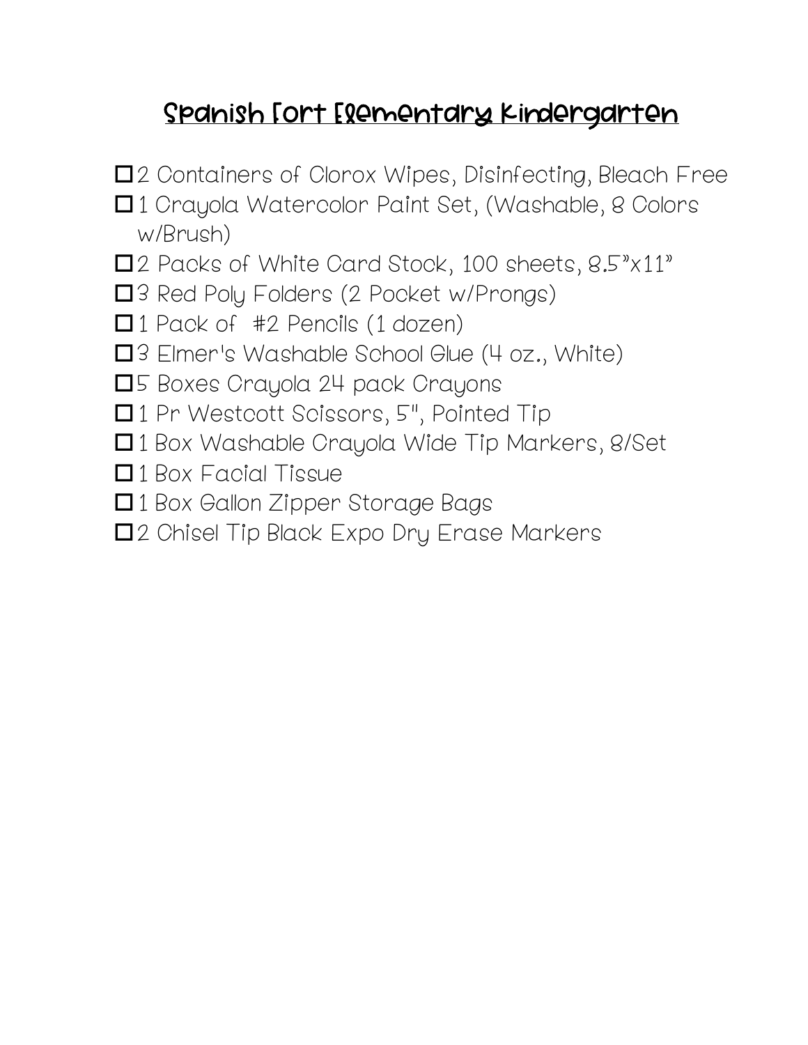# Spanish Fort Elementary Kindergarten

- ☐ 2 Containers of Clorox Wipes, Disinfecting, Bleach Free
- ☐ 1 Crayola Watercolor Paint Set, (Washable, 8 Colors w/Brush)
- ☐ 2 Packs of White Card Stock, 100 sheets, 8.5"x11"
- ☐ 3 Red Poly Folders (2 Pocket w/Prongs)
- ☐ 1 Pack of #2 Pencils (1 dozen)
- ☐ 3 Elmer's Washable School Glue (4 oz., White)
- ☐ 5 Boxes Crayola 24 pack Crayons
- ☐ 1 Pr Westcott Scissors, 5", Pointed Tip
- ☐ 1 Box Washable Crayola Wide Tip Markers, 8/Set
- ☐ 1 Box Facial Tissue
- ☐ 1 Box Gallon Zipper Storage Bags
- ☐ 2 Chisel Tip Black Expo Dry Erase Markers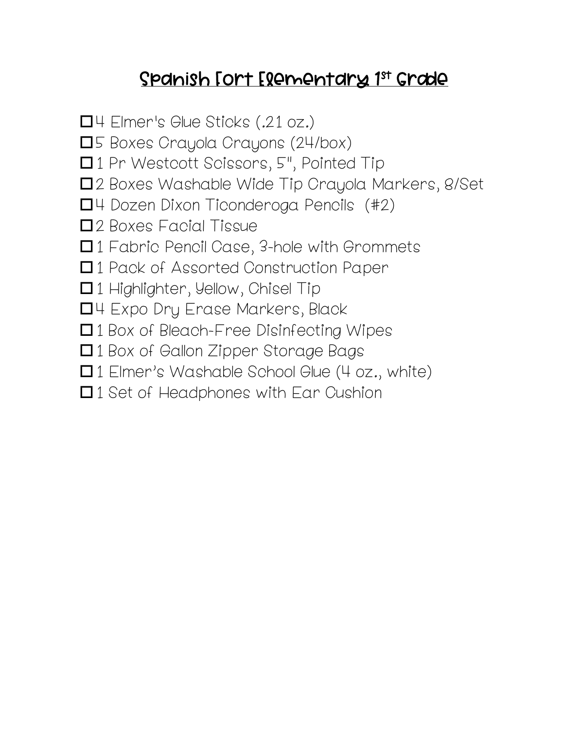# Spanish Fort Elementary 1st Grade

- ☐ 4 Elmer's Glue Sticks (.21 oz.)
- ☐ 5 Boxes Crayola Crayons (24/box)
- ☐ 1 Pr Westcott Scissors, 5", Pointed Tip
- ☐ 2 Boxes Washable Wide Tip Crayola Markers, 8/Set
- ☐ 4 Dozen Dixon Ticonderoga Pencils (#2)
- ☐ 2 Boxes Facial Tissue
- ☐ 1 Fabric Pencil Case, 3-hole with Grommets
- ☐ 1 Pack of Assorted Construction Paper
- ☐ 1 Highlighter, Yellow, Chisel Tip
- ☐ 4 Expo Dry Erase Markers, Black
- ☐ 1 Box of Bleach-Free Disinfecting Wipes
- ☐ 1 Box of Gallon Zipper Storage Bags
- ☐ 1 Elmer's Washable School Glue (4 oz., white)
- ☐ 1 Set of Headphones with Ear Cushion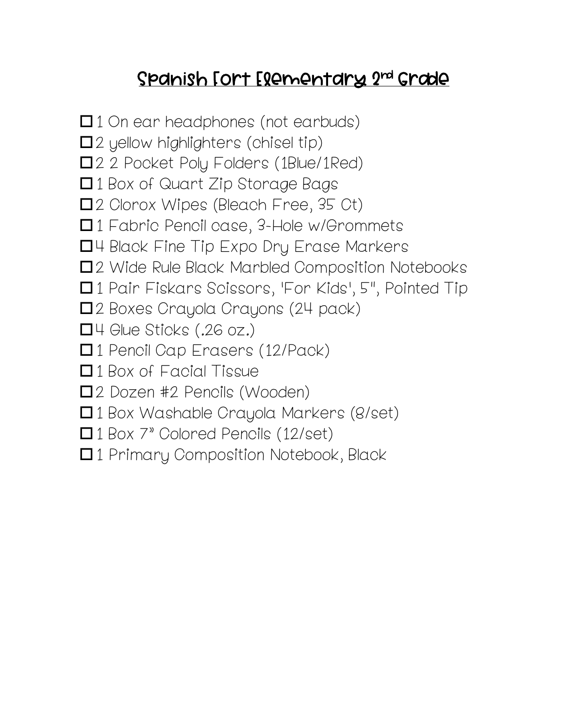# Spanish Fort Elementary 2nd Grade

- [ ] 1 On ear headphones (not earbuds)
- [ ] 2 yellow highlighters (chisel tip)
- [ ] 2 2 Pocket Poly Folders (1Blue/1Red)
- [ ] 1 Box of Quart Zip Storage Bags
- [ ] 2 Clorox Wipes (Bleach Free, 35 Ct)
- [ ] 1 Fabric Pencil case, 3-Hole w/Grommets
- [ ] 4 Black Fine Tip Expo Dry Erase Markers
- [ ] 2 Wide Rule Black Marbled Composition Notebooks
- [ ] 1 Pair Fiskars Scissors, 'For Kids', 5", Pointed Tip
- [ ] 2 Boxes Crayola Crayons (24 pack)
- [ ] 4 Glue Sticks (.26 oz.)
- [ ] 1 Pencil Cap Erasers (12/Pack)
- [ ] 1 Box of Facial Tissue
- [ ] 2 Dozen #2 Pencils (Wooden)
- [ ] 1 Box Washable Crayola Markers (8/set)
- [ ] 1 Box 7" Colored Pencils (12/set)
- [ ] 1 Primary Composition Notebook, Black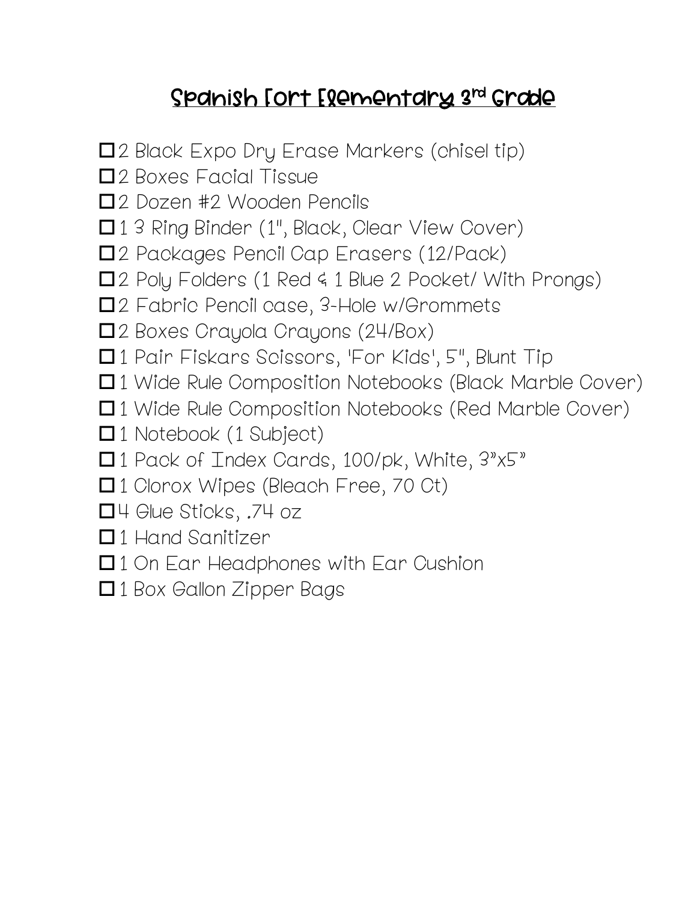## Spanish Fort Elementary 3rd Grade

- ☐ 2 Black Expo Dry Erase Markers (chisel tip)
- ☐ 2 Boxes Facial Tissue
- ☐ 2 Dozen #2 Wooden Pencils
- ☐ 1 3 Ring Binder (1", Black, Clear View Cover)
- ☐ 2 Packages Pencil Cap Erasers (12/Pack)
- ☐ 2 Poly Folders (1 Red & 1 Blue 2 Pocket/ With Prongs)
- ☐ 2 Fabric Pencil case, 3-Hole w/Grommets
- ☐ 2 Boxes Crayola Crayons (24/Box)
- ☐ 1 Pair Fiskars Scissors, 'For Kids', 5", Blunt Tip
- ☐ 1 Wide Rule Composition Notebooks (Black Marble Cover)
- ☐ 1 Wide Rule Composition Notebooks (Red Marble Cover)
- ☐ 1 Notebook (1 Subject)
- ☐ 1 Pack of Index Cards, 100/pk, White, 3"x5"
- ☐ 1 Clorox Wipes (Bleach Free, 70 Ct)
- ☐ 4 Glue Sticks, .74 oz
- ☐ 1 Hand Sanitizer
- ☐ 1 On Ear Headphones with Ear Cushion
- ☐ 1 Box Gallon Zipper Bags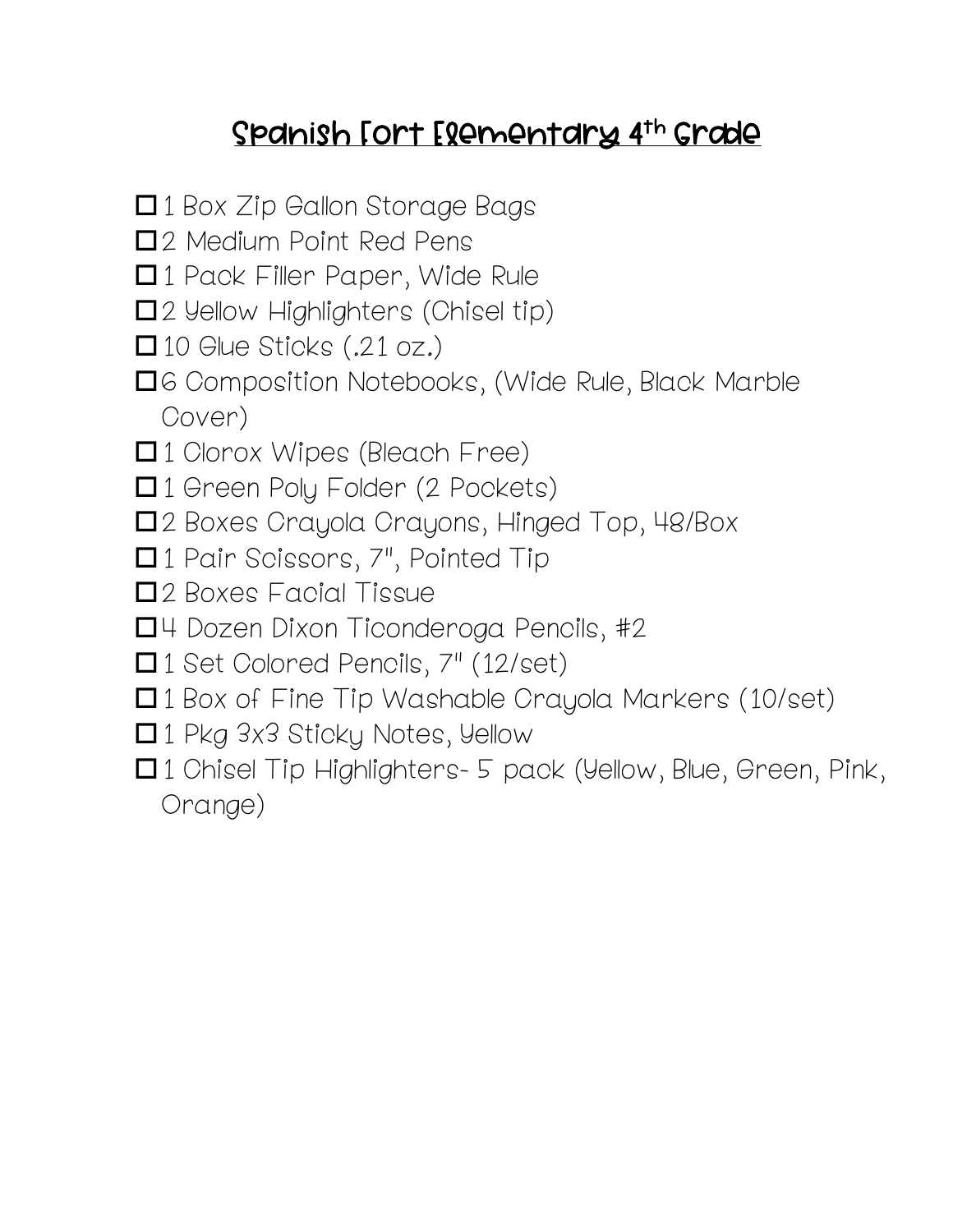# Spanish Fort Elementary 4th Grade

- ☐ 1 Box Zip Gallon Storage Bags
- ☐ 2 Medium Point Red Pens
- ☐ 1 Pack Filler Paper, Wide Rule
- ☐ 2 Yellow Highlighters (Chisel tip)
- ☐ 10 Glue Sticks (.21 oz.)
- ☐ 6 Composition Notebooks, (Wide Rule, Black Marble Cover)
- ☐ 1 Clorox Wipes (Bleach Free)
- ☐ 1 Green Poly Folder (2 Pockets)
- ☐ 2 Boxes Crayola Crayons, Hinged Top, 48/Box
- ☐ 1 Pair Scissors, 7", Pointed Tip
- ☐ 2 Boxes Facial Tissue
- ☐ 4 Dozen Dixon Ticonderoga Pencils, #2
- ☐ 1 Set Colored Pencils, 7" (12/set)
- ☐ 1 Box of Fine Tip Washable Crayola Markers (10/set)
- ☐ 1 Pkg 3x3 Sticky Notes, Yellow
- ☐ 1 Chisel Tip Highlighters- 5 pack (Yellow, Blue, Green, Pink, Orange)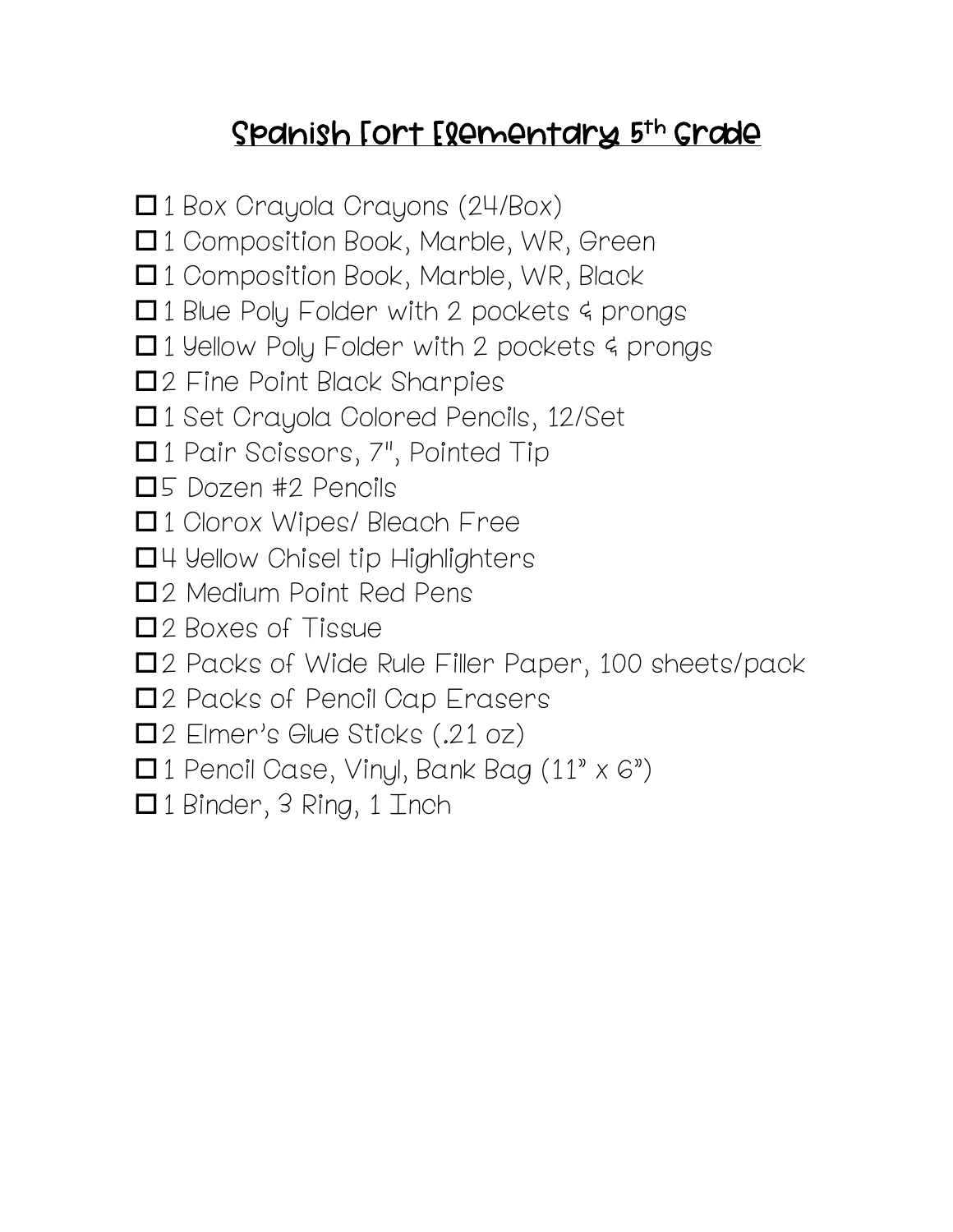# Spanish Fort Elementary 5th Grade

- ☐ 1 Box Crayola Crayons (24/Box)
- ☐ 1 Composition Book, Marble, WR, Green
- ☐ 1 Composition Book, Marble, WR, Black
- ☐ 1 Blue Poly Folder with 2 pockets & prongs
- ☐ 1 Yellow Poly Folder with 2 pockets & prongs
- ☐ 2 Fine Point Black Sharpies
- ☐ 1 Set Crayola Colored Pencils, 12/Set
- ☐ 1 Pair Scissors, 7", Pointed Tip
- ☐ 5 Dozen #2 Pencils
- ☐ 1 Clorox Wipes/ Bleach Free
- ☐ 4 Yellow Chisel tip Highlighters
- ☐ 2 Medium Point Red Pens
- ☐ 2 Boxes of Tissue
- ☐ 2 Packs of Wide Rule Filler Paper, 100 sheets/pack
- ☐ 2 Packs of Pencil Cap Erasers
- ☐ 2 Elmer's Glue Sticks (.21 oz)
- ☐ 1 Pencil Case, Vinyl, Bank Bag (11" x 6")
- ☐ 1 Binder, 3 Ring, 1 Inch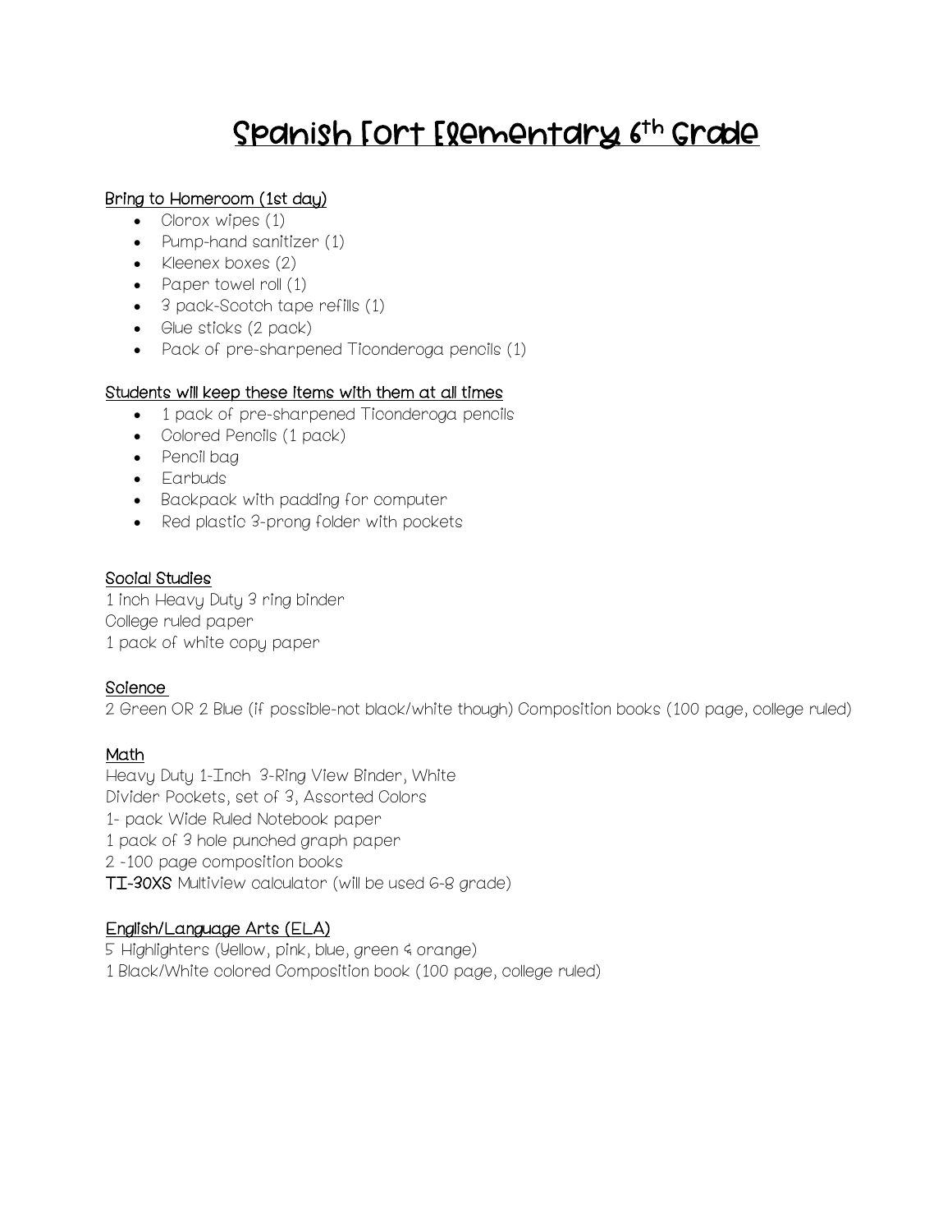# Spanish Fort Elementary 6th Grade

Bring to Homeroom (1st day)

- Clorox wipes (1)
- Pump-hand sanitizer (1)
- Kleenex boxes (2)
- Paper towel roll (1)
- 3 pack-Scotch tape refills (1)
- Glue sticks (2 pack)
- Pack of pre-sharpened Ticonderoga pencils (1)

Students will keep these items with them at all times

- 1 pack of pre-sharpened Ticonderoga pencils
- Colored Pencils (1 pack)
- Pencil bag
- Earbuds
- Backpack with padding for computer
- Red plastic 3-prong folder with pockets

Social Studies

1 inch Heavy Duty 3 ring binder
College ruled paper
1 pack of white copy paper

Science

2 Green OR 2 Blue (if possible-not black/white though) Composition books (100 page, college ruled)

Math

Heavy Duty 1-Inch 3-Ring View Binder, White
Divider Pockets, set of 3, Assorted Colors
1- pack Wide Ruled Notebook paper
1 pack of 3 hole punched graph paper
2 -100 page composition books
TI-30XS Multiview calculator (will be used 6-8 grade)

English/Language Arts (ELA)

5 Highlighters (Yellow, pink, blue, green & orange)
1 Black/White colored Composition book (100 page, college ruled)